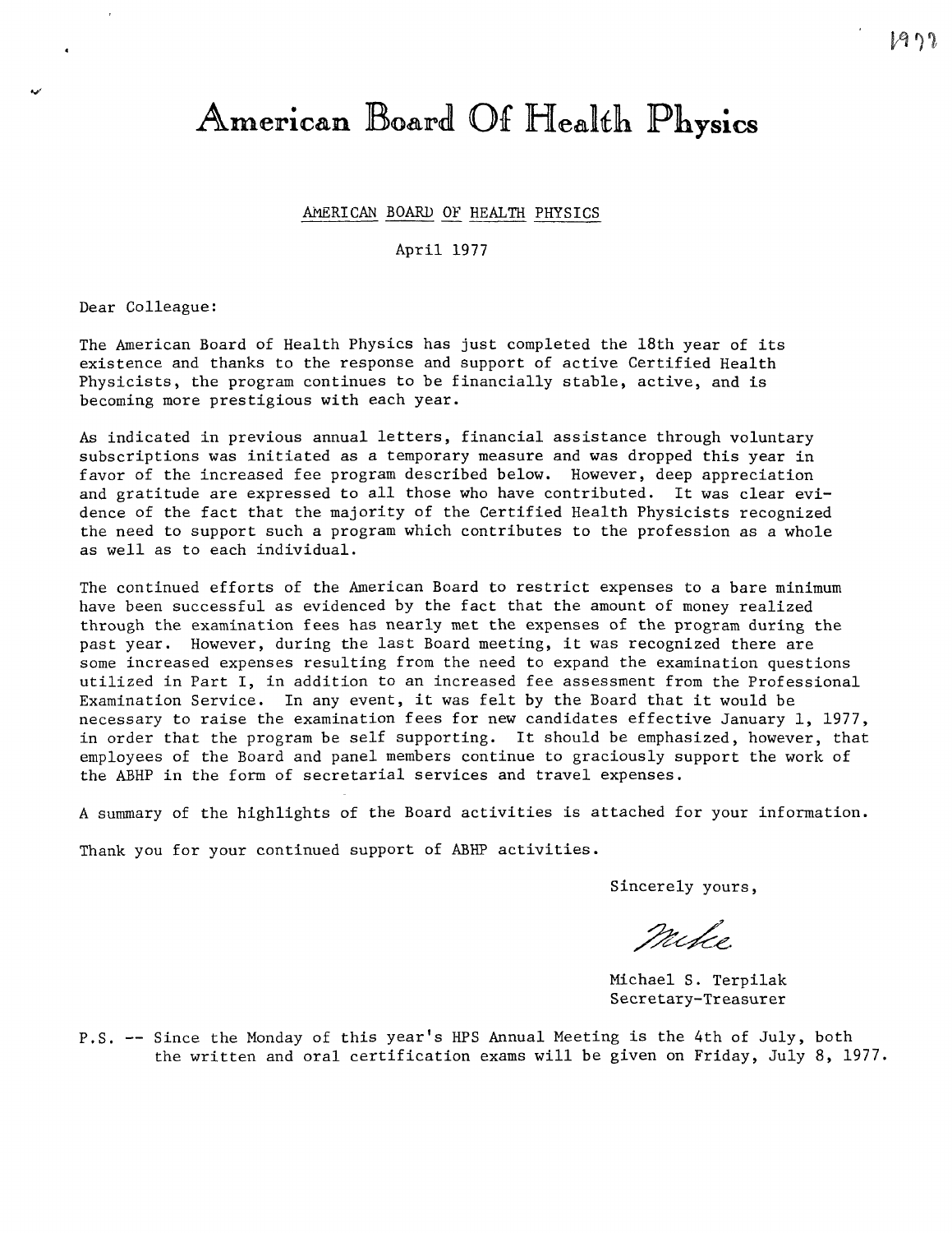# American Board Of Health Physics

AMERICAN BOARD OF HEALTH PHYSICS

April 1977

Dear Colleague:

The American Board of Health Physics has just completed the 18th year of its existence and thanks to the response and support of active Certified Health Physicists, the program continues to be financially stable, active, and is becoming more prestigious with each year.

As indicated in previous annual letters, financial assistance through voluntary subscriptions was initiated as a temporary measure and was dropped this year in favor of the increased fee program described below. However, deep appreciation and gratitude are expressed to all those who have contributed. It was clear evidence of the fact that the majority of the Certified Health Physicists recognized the need to support such a program which contributes to the profession as a whole as well as to each individual.

The continued efforts of the American Board to restrict expenses to a bare minimum have been successful as evidenced by the fact that the amount of money realized through the examination fees has nearly met the expenses of the program during the past year. However, during the last Board meeting, it was recognized there are some increased expenses resulting from the need to expand the examination questions utilized in Part I, in addition to an increased fee assessment from the Professional Examination Service. In any event, it was felt by the Board that it would be necessary to raise the examination fees for new candidates effective January 1, 1977, in order that the program be self supporting. It should be emphasized, however, that employees of the Board and panel members continue to graciously support the work of the ABHP in the form of secretarial services and travel expenses.

A summary of the highlights of the Board activities is attached for your information.

Thank you for your continued support of ABHP activities.

Sincerely yours,

Mike

Michael S. Terpilak
Secretary-Treasurer

P.S. -- Since the Monday of this year's HPS Annual Meeting is the 4th of July, both the written and oral certification exams will be given on Friday, July 8, 1977.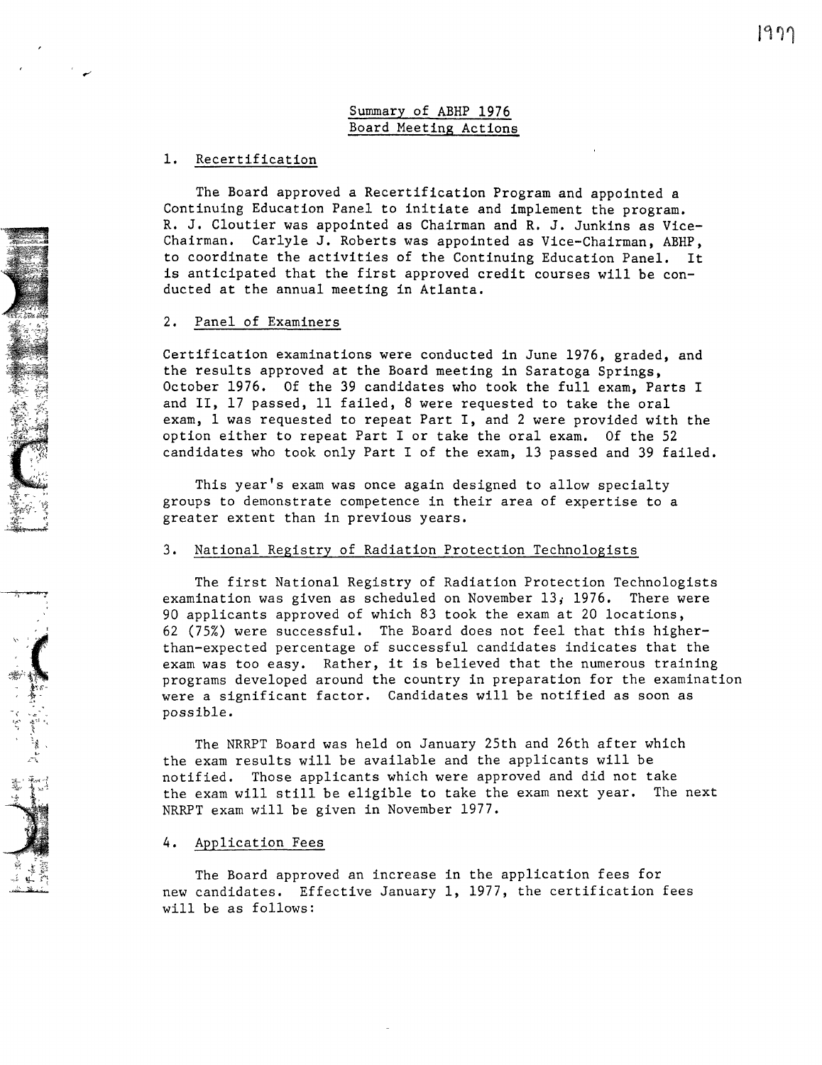## Summary of ABHP 1976 Board Meeting Actions

### 1. Recertification

The Board approved a Recertification Program and appointed a Continuing Education Panel to initiate and implement the program. R. J. Cloutier was appointed as Chairman and R. J. Junkins as Vice-Chairman. Carlyle J. Roberts was appointed as Vice-Chairman, ABHP, to coordinate the activities of the Continuing Education Panel. It is anticipated that the first approved credit courses will be conducted at the annual meeting in Atlanta.

### 2. Panel of Examiners

Certification examinations were conducted in June 1976, graded, and the results approved at the Board meeting in Saratoga Springs, October 1976. Of the 39 candidates who took the full exam, Parts I and II, 17 passed, 11 failed, 8 were requested to take the oral exam, 1 was requested to repeat Part I, and 2 were provided with the option either to repeat Part I or take the oral exam. Of the 52 candidates who took only Part I of the exam, 13 passed and 39 failed.

This year's exam was once again designed to allow specialty groups to demonstrate competence in their area of expertise to a greater extent than in previous years.

### 3. National Registry of Radiation Protection Technologists

The first National Registry of Radiation Protection Technologists examination was given as scheduled on November 13, 1976. There were 90 applicants approved of which 83 took the exam at 20 locations, 62 (75%) were successful. The Board does not feel that this higher-than-expected percentage of successful candidates indicates that the exam was too easy. Rather, it is believed that the numerous training programs developed around the country in preparation for the examination were a significant factor. Candidates will be notified as soon as possible.

The NRRPT Board was held on January 25th and 26th after which the exam results will be available and the applicants will be notified. Those applicants which were approved and did not take the exam will still be eligible to take the exam next year. The next NRRPT exam will be given in November 1977.

### 4. Application Fees

The Board approved an increase in the application fees for new candidates. Effective January 1, 1977, the certification fees will be as follows: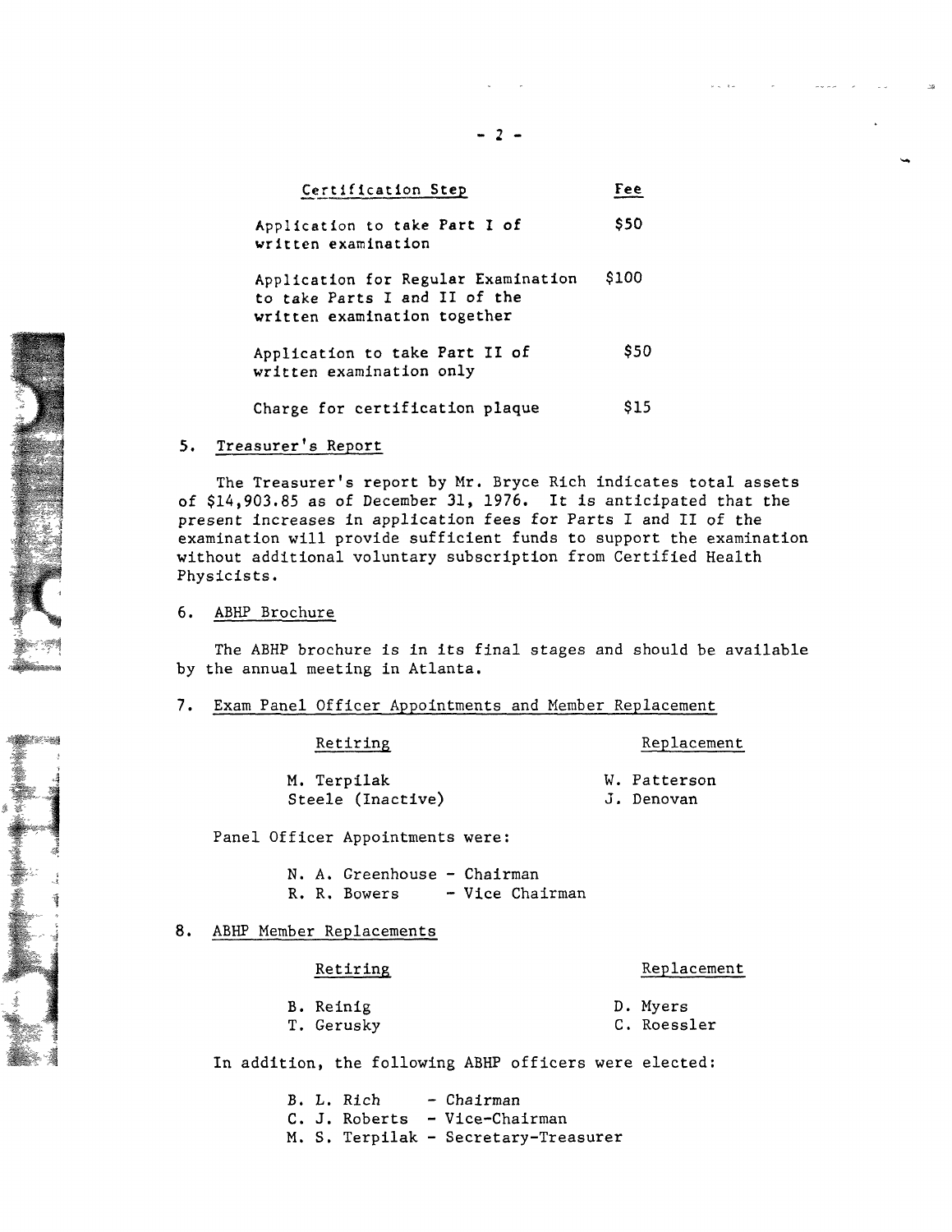| Certification Step | Fee |
|---|---|
| Application to take Part I of written examination | $50 |
| Application for Regular Examination to take Parts I and II of the written examination together | $100 |
| Application to take Part II of written examination only | $50 |
| Charge for certification plaque | $15 |

5. Treasurer's Report

The Treasurer's report by Mr. Bryce Rich indicates total assets of $14,903.85 as of December 31, 1976. It is anticipated that the present increases in application fees for Parts I and II of the examination will provide sufficient funds to support the examination without additional voluntary subscription from Certified Health Physicists.

6. ABHP Brochure

The ABHP brochure is in its final stages and should be available by the annual meeting in Atlanta.

7. Exam Panel Officer Appointments and Member Replacement

| Retiring | Replacement |
|---|---|
| M. Terpilak | W. Patterson |
| Steele (Inactive) | J. Denovan |

Panel Officer Appointments were:

N. A. Greenhouse - Chairman
R. R. Bowers - Vice Chairman

8. ABHP Member Replacements

| Retiring | Replacement |
|---|---|
| B. Reinig | D. Myers |
| T. Gerusky | C. Roessler |

In addition, the following ABHP officers were elected:

B. L. Rich - Chairman
C. J. Roberts - Vice-Chairman
M. S. Terpilak - Secretary-Treasurer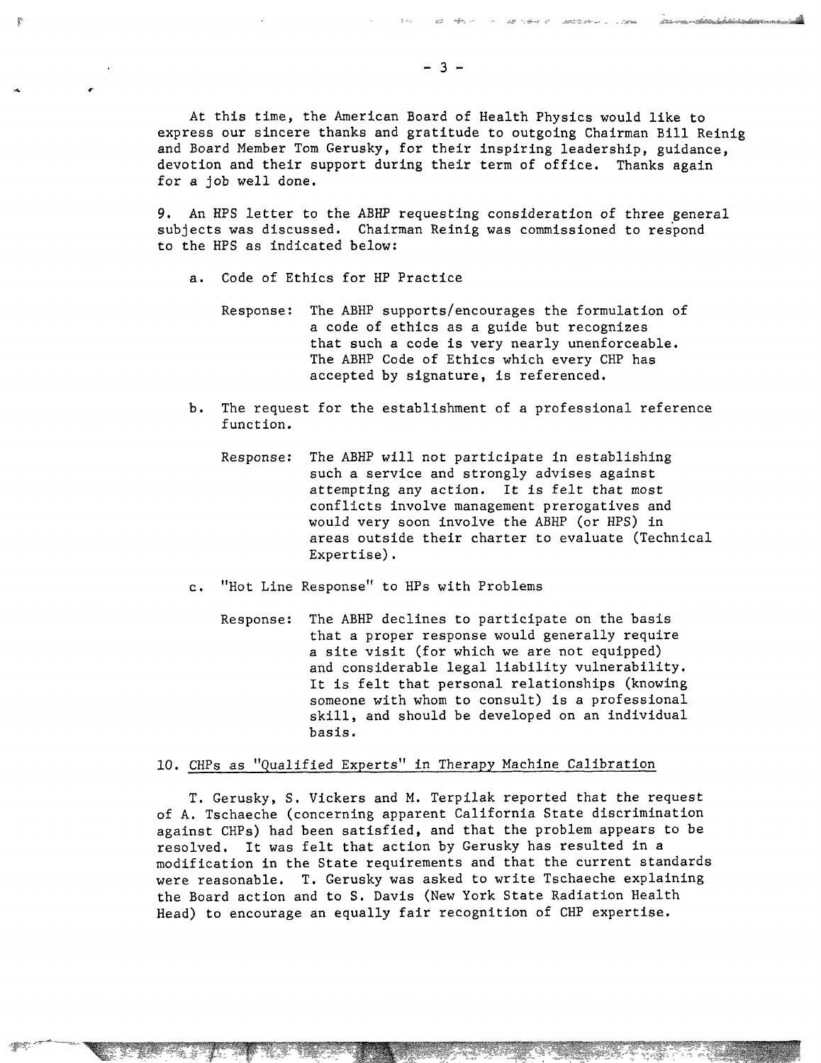At this time, the American Board of Health Physics would like to express our sincere thanks and gratitude to outgoing Chairman Bill Reinig and Board Member Tom Gerusky, for their inspiring leadership, guidance, devotion and their support during their term of office. Thanks again for a job well done.

9. An HPS letter to the ABHP requesting consideration of three general subjects was discussed. Chairman Reinig was commissioned to respond to the HPS as indicated below:

a. Code of Ethics for HP Practice

   Response: The ABHP supports/encourages the formulation of a code of ethics as a guide but recognizes that such a code is very nearly unenforceable. The ABHP Code of Ethics which every CHP has accepted by signature, is referenced.

b. The request for the establishment of a professional reference function.

   Response: The ABHP will not participate in establishing such a service and strongly advises against attempting any action. It is felt that most conflicts involve management prerogatives and would very soon involve the ABHP (or HPS) in areas outside their charter to evaluate (Technical Expertise).

c. "Hot Line Response" to HPs with Problems

   Response: The ABHP declines to participate on the basis that a proper response would generally require a site visit (for which we are not equipped) and considerable legal liability vulnerability. It is felt that personal relationships (knowing someone with whom to consult) is a professional skill, and should be developed on an individual basis.

10. <u>CHPs as "Qualified Experts" in Therapy Machine Calibration</u>

T. Gerusky, S. Vickers and M. Terpilak reported that the request of A. Tschaeche (concerning apparent California State discrimination against CHPs) had been satisfied, and that the problem appears to be resolved. It was felt that action by Gerusky has resulted in a modification in the State requirements and that the current standards were reasonable. T. Gerusky was asked to write Tschaeche explaining the Board action and to S. Davis (New York State Radiation Health Head) to encourage an equally fair recognition of CHP expertise.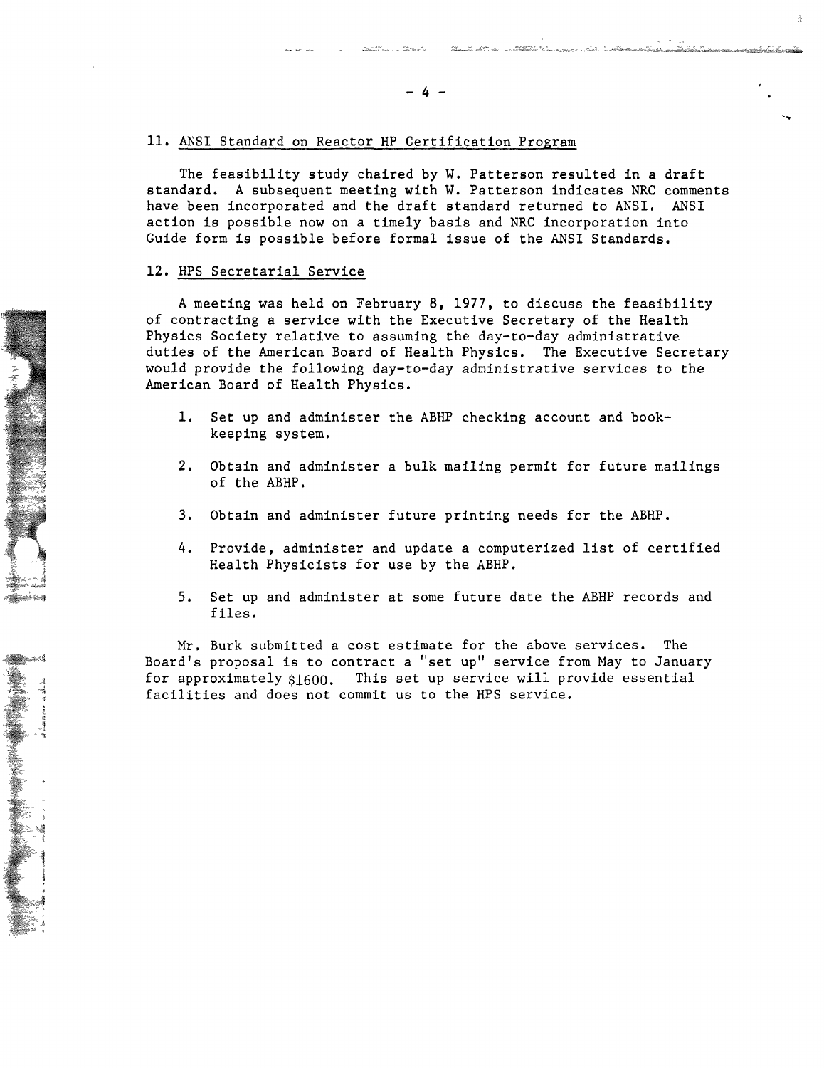## 11. ANSI Standard on Reactor HP Certification Program

The feasibility study chaired by W. Patterson resulted in a draft standard. A subsequent meeting with W. Patterson indicates NRC comments have been incorporated and the draft standard returned to ANSI. ANSI action is possible now on a timely basis and NRC incorporation into Guide form is possible before formal issue of the ANSI Standards.

## 12. HPS Secretarial Service

A meeting was held on February 8, 1977, to discuss the feasibility of contracting a service with the Executive Secretary of the Health Physics Society relative to assuming the day-to-day administrative duties of the American Board of Health Physics. The Executive Secretary would provide the following day-to-day administrative services to the American Board of Health Physics.

1. Set up and administer the ABHP checking account and bookkeeping system.
2. Obtain and administer a bulk mailing permit for future mailings of the ABHP.
3. Obtain and administer future printing needs for the ABHP.
4. Provide, administer and update a computerized list of certified Health Physicists for use by the ABHP.
5. Set up and administer at some future date the ABHP records and files.

Mr. Burk submitted a cost estimate for the above services. The Board's proposal is to contract a "set up" service from May to January for approximately $1600. This set up service will provide essential facilities and does not commit us to the HPS service.